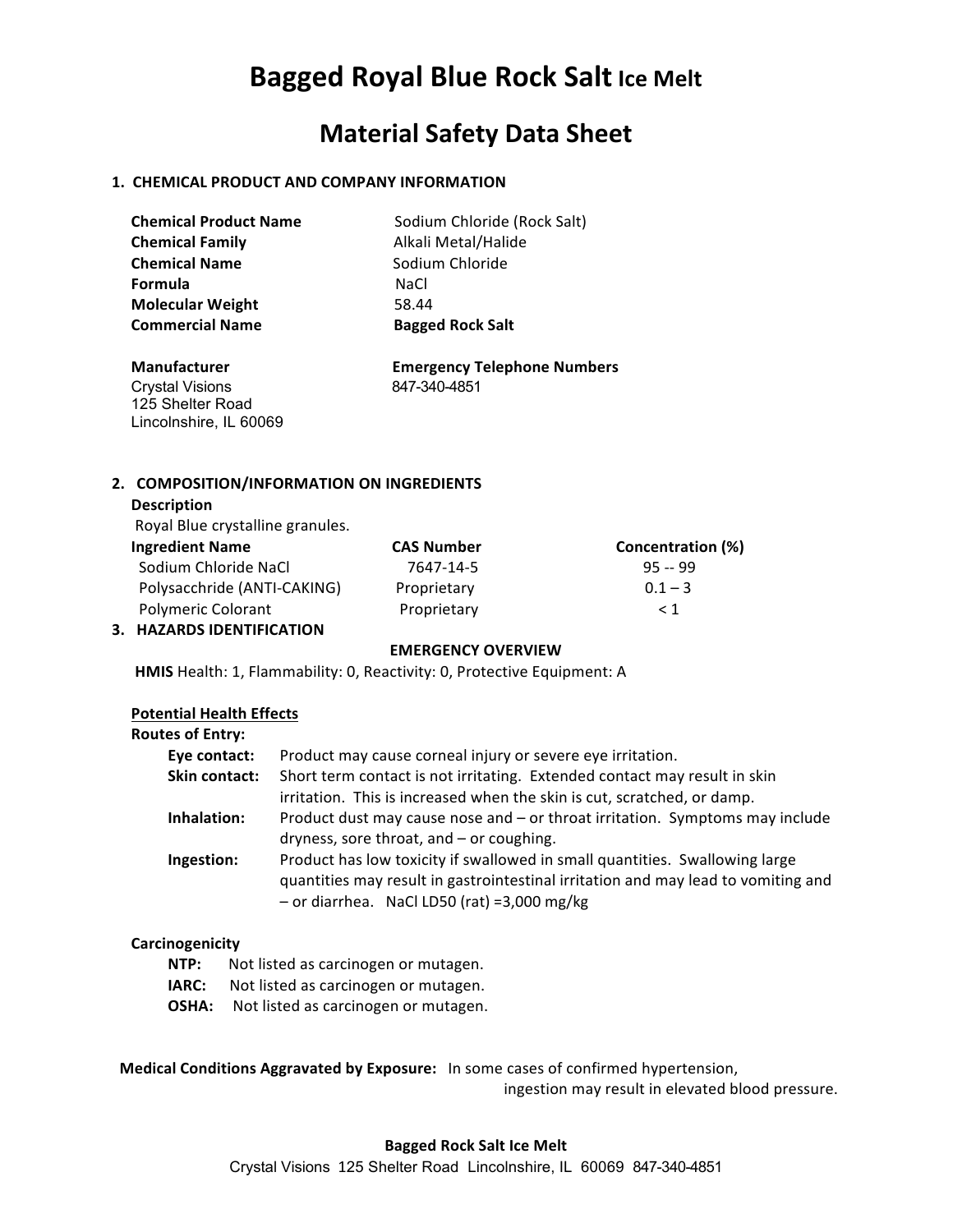# Bagged Royal Blue Rock Salt Ice Melt

# Material Safety Data Sheet

## 1. CHEMICAL PRODUCT AND COMPANY INFORMATION

| | |
|---|---|
| **Chemical Product Name** | Sodium Chloride (Rock Salt) |
| **Chemical Family** | Alkali Metal/Halide |
| **Chemical Name** | Sodium Chloride |
| **Formula** | $NaCl$ |
| **Molecular Weight** | 58.44 |
| **Commercial Name** | **Bagged Rock Salt** |

**Manufacturer**
Crystal Visions
125 Shelter Road
Lincolnshire, IL 60069

**Emergency Telephone Numbers**
847-340-4851

## 2. COMPOSITION/INFORMATION ON INGREDIENTS

**Description**

Royal Blue crystalline granules.

| Ingredient Name | CAS Number | Concentration (%) |
|---|---|---|
| Sodium Chloride $NaCl$ | 7647-14-5 | 95 -- 99 |
| Polysacchride (ANTI-CAKING) | Proprietary | 0.1 – 3 |
| Polymeric Colorant | Proprietary | < 1 |

## 3. HAZARDS IDENTIFICATION

**EMERGENCY OVERVIEW**

**HMIS** Health: 1, Flammability: 0, Reactivity: 0, Protective Equipment: A

**Potential Health Effects**

**Routes of Entry:**

- **Eye contact:** Product may cause corneal injury or severe eye irritation.
- **Skin contact:** Short term contact is not irritating. Extended contact may result in skin irritation. This is increased when the skin is cut, scratched, or damp.
- **Inhalation:** Product dust may cause nose and – or throat irritation. Symptoms may include dryness, sore throat, and – or coughing.
- **Ingestion:** Product has low toxicity if swallowed in small quantities. Swallowing large quantities may result in gastrointestinal irritation and may lead to vomiting and – or diarrhea. $NaCl$ LD50 (rat) =3,000 mg/kg

**Carcinogenicity**

- **NTP:** Not listed as carcinogen or mutagen.
- **IARC:** Not listed as carcinogen or mutagen.
- **OSHA:** Not listed as carcinogen or mutagen.

**Medical Conditions Aggravated by Exposure:** In some cases of confirmed hypertension, ingestion may result in elevated blood pressure.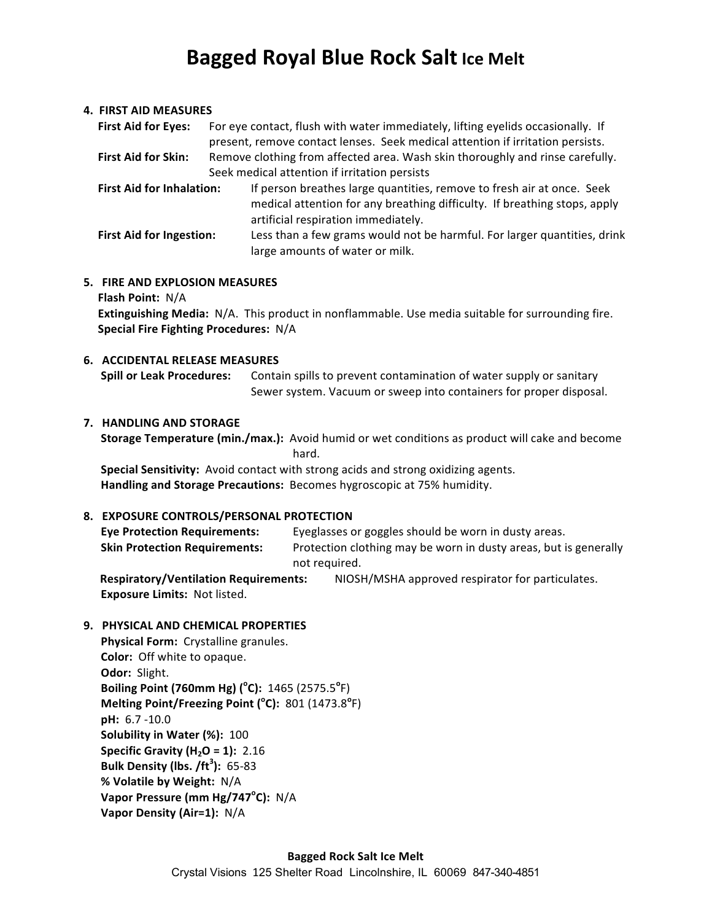# Bagged Royal Blue Rock Salt Ice Melt

## 4. FIRST AID MEASURES

**First Aid for Eyes:** For eye contact, flush with water immediately, lifting eyelids occasionally. If present, remove contact lenses. Seek medical attention if irritation persists.

**First Aid for Skin:** Remove clothing from affected area. Wash skin thoroughly and rinse carefully. Seek medical attention if irritation persists

**First Aid for Inhalation:** If person breathes large quantities, remove to fresh air at once. Seek medical attention for any breathing difficulty. If breathing stops, apply artificial respiration immediately.

**First Aid for Ingestion:** Less than a few grams would not be harmful. For larger quantities, drink large amounts of water or milk.

## 5. FIRE AND EXPLOSION MEASURES

**Flash Point:** N/A

**Extinguishing Media:** N/A. This product in nonflammable. Use media suitable for surrounding fire.

**Special Fire Fighting Procedures:** N/A

## 6. ACCIDENTAL RELEASE MEASURES

**Spill or Leak Procedures:** Contain spills to prevent contamination of water supply or sanitary Sewer system. Vacuum or sweep into containers for proper disposal.

## 7. HANDLING AND STORAGE

**Storage Temperature (min./max.):** Avoid humid or wet conditions as product will cake and become hard.

**Special Sensitivity:** Avoid contact with strong acids and strong oxidizing agents.

**Handling and Storage Precautions:** Becomes hygroscopic at 75% humidity.

## 8. EXPOSURE CONTROLS/PERSONAL PROTECTION

**Eye Protection Requirements:** Eyeglasses or goggles should be worn in dusty areas.

**Skin Protection Requirements:** Protection clothing may be worn in dusty areas, but is generally not required.

**Respiratory/Ventilation Requirements:** NIOSH/MSHA approved respirator for particulates.

**Exposure Limits:** Not listed.

## 9. PHYSICAL AND CHEMICAL PROPERTIES

**Physical Form:** Crystalline granules.

**Color:** Off white to opaque.

**Odor:** Slight.

**Boiling Point (760mm Hg) (°C):** 1465 (2575.5°F)

**Melting Point/Freezing Point (°C):** 801 (1473.8°F)

**pH:** 6.7 -10.0

**Solubility in Water (%):** 100

**Specific Gravity ($H_2O$ = 1):** 2.16

**Bulk Density (lbs. /$ft^3$):** 65-83

**% Volatile by Weight:** N/A

**Vapor Pressure (mm Hg/747°C):** N/A

**Vapor Density (Air=1):** N/A

**Bagged Rock Salt Ice Melt**

Crystal Visions 125 Shelter Road Lincolnshire, IL 60069 847-340-4851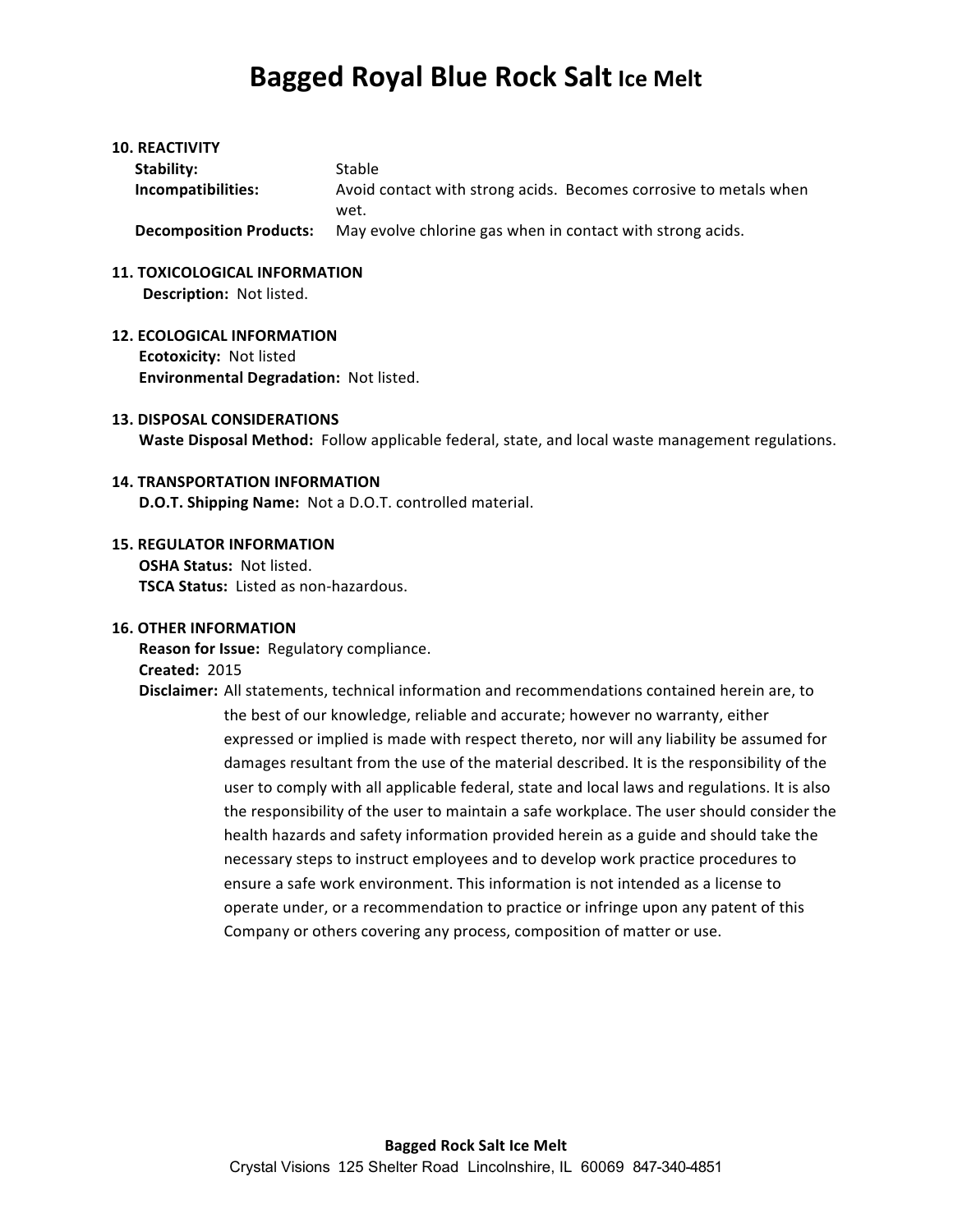# Bagged Royal Blue Rock Salt Ice Melt

**10. REACTIVITY**

**Stability:** Stable

**Incompatibilities:** Avoid contact with strong acids. Becomes corrosive to metals when wet.

**Decomposition Products:** May evolve chlorine gas when in contact with strong acids.

**11. TOXICOLOGICAL INFORMATION**

**Description:** Not listed.

**12. ECOLOGICAL INFORMATION**

**Ecotoxicity:** Not listed

**Environmental Degradation:** Not listed.

**13. DISPOSAL CONSIDERATIONS**

**Waste Disposal Method:** Follow applicable federal, state, and local waste management regulations.

**14. TRANSPORTATION INFORMATION**

**D.O.T. Shipping Name:** Not a D.O.T. controlled material.

**15. REGULATOR INFORMATION**

**OSHA Status:** Not listed.

**TSCA Status:** Listed as non-hazardous.

**16. OTHER INFORMATION**

**Reason for Issue:** Regulatory compliance.

**Created:** 2015

**Disclaimer:** All statements, technical information and recommendations contained herein are, to the best of our knowledge, reliable and accurate; however no warranty, either expressed or implied is made with respect thereto, nor will any liability be assumed for damages resultant from the use of the material described. It is the responsibility of the user to comply with all applicable federal, state and local laws and regulations. It is also the responsibility of the user to maintain a safe workplace. The user should consider the health hazards and safety information provided herein as a guide and should take the necessary steps to instruct employees and to develop work practice procedures to ensure a safe work environment. This information is not intended as a license to operate under, or a recommendation to practice or infringe upon any patent of this Company or others covering any process, composition of matter or use.